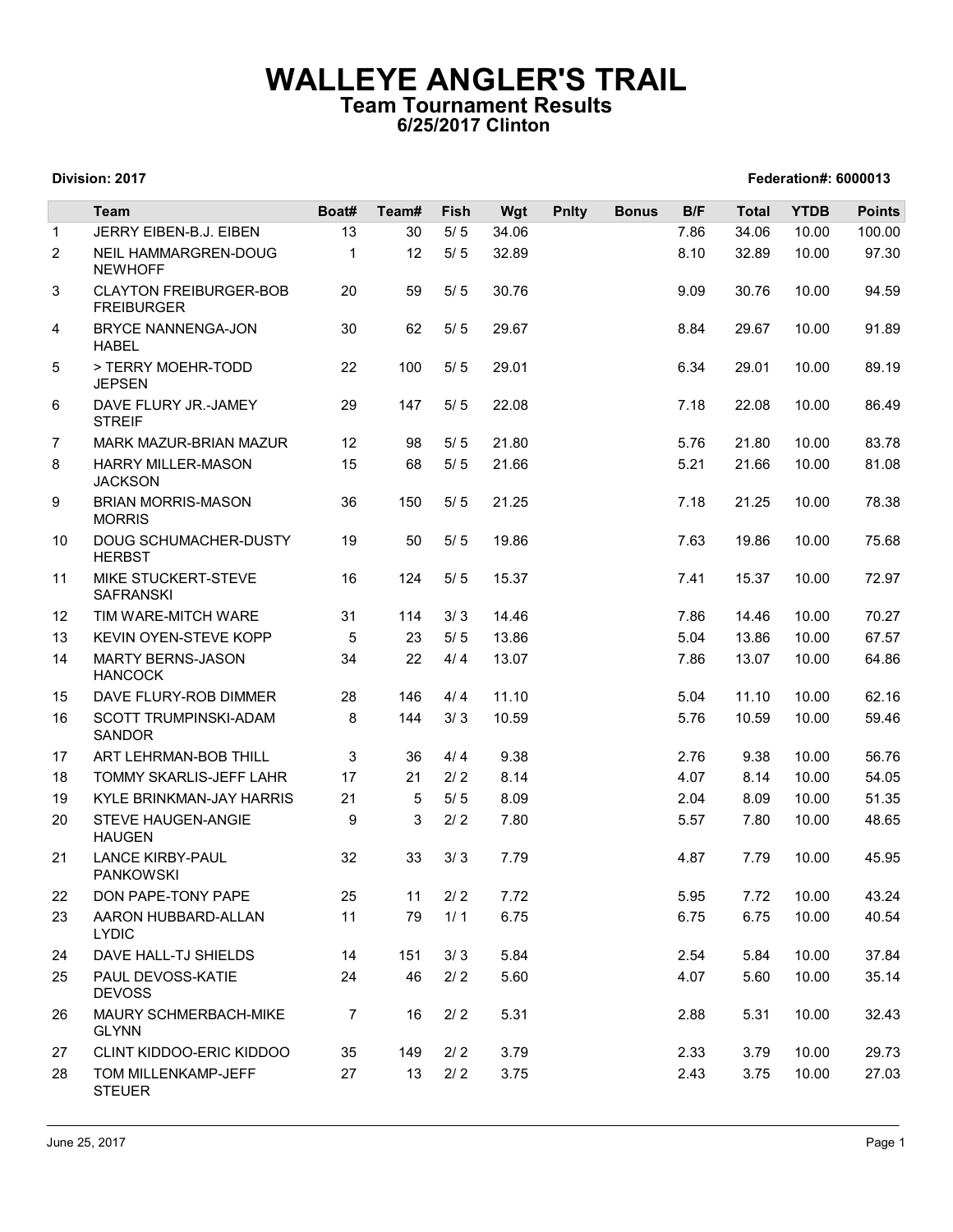# WALLEYE ANGLER'S TRAIL

## Team Tournament Results

### 6/25/2017 Clinton

**Division: 2017** **Federation#: 6000013**

| | Team | Boat# | Team# | Fish | Wgt | Pnlty | Bonus | B/F | Total | YTDB | Points |
|---|---|---|---|---|---|---|---|---|---|---|---|
| 1 | JERRY EIBEN-B.J. EIBEN | 13 | 30 | 5/ 5 | 34.06 | | | 7.86 | 34.06 | 10.00 | 100.00 |
| 2 | NEIL HAMMARGREN-DOUG NEWHOFF | 1 | 12 | 5/ 5 | 32.89 | | | 8.10 | 32.89 | 10.00 | 97.30 |
| 3 | CLAYTON FREIBURGER-BOB FREIBURGER | 20 | 59 | 5/ 5 | 30.76 | | | 9.09 | 30.76 | 10.00 | 94.59 |
| 4 | BRYCE NANNENGA-JON HABEL | 30 | 62 | 5/ 5 | 29.67 | | | 8.84 | 29.67 | 10.00 | 91.89 |
| 5 | > TERRY MOEHR-TODD JEPSEN | 22 | 100 | 5/ 5 | 29.01 | | | 6.34 | 29.01 | 10.00 | 89.19 |
| 6 | DAVE FLURY JR.-JAMEY STREIF | 29 | 147 | 5/ 5 | 22.08 | | | 7.18 | 22.08 | 10.00 | 86.49 |
| 7 | MARK MAZUR-BRIAN MAZUR | 12 | 98 | 5/ 5 | 21.80 | | | 5.76 | 21.80 | 10.00 | 83.78 |
| 8 | HARRY MILLER-MASON JACKSON | 15 | 68 | 5/ 5 | 21.66 | | | 5.21 | 21.66 | 10.00 | 81.08 |
| 9 | BRIAN MORRIS-MASON MORRIS | 36 | 150 | 5/ 5 | 21.25 | | | 7.18 | 21.25 | 10.00 | 78.38 |
| 10 | DOUG SCHUMACHER-DUSTY HERBST | 19 | 50 | 5/ 5 | 19.86 | | | 7.63 | 19.86 | 10.00 | 75.68 |
| 11 | MIKE STUCKERT-STEVE SAFRANSKI | 16 | 124 | 5/ 5 | 15.37 | | | 7.41 | 15.37 | 10.00 | 72.97 |
| 12 | TIM WARE-MITCH WARE | 31 | 114 | 3/ 3 | 14.46 | | | 7.86 | 14.46 | 10.00 | 70.27 |
| 13 | KEVIN OYEN-STEVE KOPP | 5 | 23 | 5/ 5 | 13.86 | | | 5.04 | 13.86 | 10.00 | 67.57 |
| 14 | MARTY BERNS-JASON HANCOCK | 34 | 22 | 4/ 4 | 13.07 | | | 7.86 | 13.07 | 10.00 | 64.86 |
| 15 | DAVE FLURY-ROB DIMMER | 28 | 146 | 4/ 4 | 11.10 | | | 5.04 | 11.10 | 10.00 | 62.16 |
| 16 | SCOTT TRUMPINSKI-ADAM SANDOR | 8 | 144 | 3/ 3 | 10.59 | | | 5.76 | 10.59 | 10.00 | 59.46 |
| 17 | ART LEHRMAN-BOB THILL | 3 | 36 | 4/ 4 | 9.38 | | | 2.76 | 9.38 | 10.00 | 56.76 |
| 18 | TOMMY SKARLIS-JEFF LAHR | 17 | 21 | 2/ 2 | 8.14 | | | 4.07 | 8.14 | 10.00 | 54.05 |
| 19 | KYLE BRINKMAN-JAY HARRIS | 21 | 5 | 5/ 5 | 8.09 | | | 2.04 | 8.09 | 10.00 | 51.35 |
| 20 | STEVE HAUGEN-ANGIE HAUGEN | 9 | 3 | 2/ 2 | 7.80 | | | 5.57 | 7.80 | 10.00 | 48.65 |
| 21 | LANCE KIRBY-PAUL PANKOWSKI | 32 | 33 | 3/ 3 | 7.79 | | | 4.87 | 7.79 | 10.00 | 45.95 |
| 22 | DON PAPE-TONY PAPE | 25 | 11 | 2/ 2 | 7.72 | | | 5.95 | 7.72 | 10.00 | 43.24 |
| 23 | AARON HUBBARD-ALLAN LYDIC | 11 | 79 | 1/ 1 | 6.75 | | | 6.75 | 6.75 | 10.00 | 40.54 |
| 24 | DAVE HALL-TJ SHIELDS | 14 | 151 | 3/ 3 | 5.84 | | | 2.54 | 5.84 | 10.00 | 37.84 |
| 25 | PAUL DEVOSS-KATIE DEVOSS | 24 | 46 | 2/ 2 | 5.60 | | | 4.07 | 5.60 | 10.00 | 35.14 |
| 26 | MAURY SCHMERBACH-MIKE GLYNN | 7 | 16 | 2/ 2 | 5.31 | | | 2.88 | 5.31 | 10.00 | 32.43 |
| 27 | CLINT KIDDOO-ERIC KIDDOO | 35 | 149 | 2/ 2 | 3.79 | | | 2.33 | 3.79 | 10.00 | 29.73 |
| 28 | TOM MILLENKAMP-JEFF STEUER | 27 | 13 | 2/ 2 | 3.75 | | | 2.43 | 3.75 | 10.00 | 27.03 |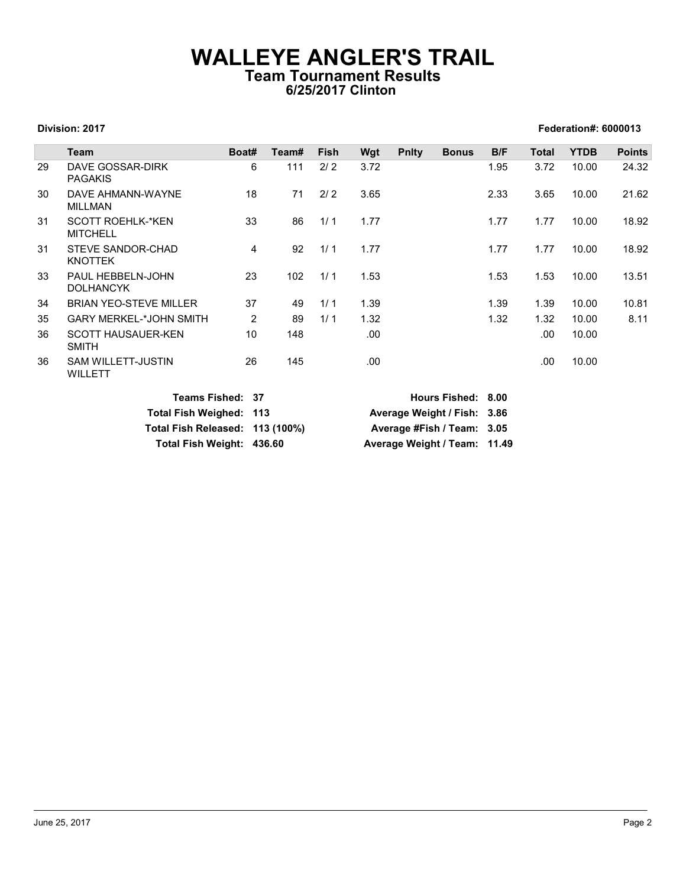# WALLEYE ANGLER'S TRAIL

## Team Tournament Results

### 6/25/2017 Clinton

**Division: 2017** **Federation#: 6000013**

| | Team | Boat# | Team# | Fish | Wgt | Pnlty | Bonus | B/F | Total | YTDB | Points |
|---|---|---|---|---|---|---|---|---|---|---|---|
| 29 | DAVE GOSSAR-DIRK PAGAKIS | 6 | 111 | 2/ 2 | 3.72 | | | 1.95 | 3.72 | 10.00 | 24.32 |
| 30 | DAVE AHMANN-WAYNE MILLMAN | 18 | 71 | 2/ 2 | 3.65 | | | 2.33 | 3.65 | 10.00 | 21.62 |
| 31 | SCOTT ROEHLK-*KEN MITCHELL | 33 | 86 | 1/ 1 | 1.77 | | | 1.77 | 1.77 | 10.00 | 18.92 |
| 31 | STEVE SANDOR-CHAD KNOTTEK | 4 | 92 | 1/ 1 | 1.77 | | | 1.77 | 1.77 | 10.00 | 18.92 |
| 33 | PAUL HEBBELN-JOHN DOLHANCYK | 23 | 102 | 1/ 1 | 1.53 | | | 1.53 | 1.53 | 10.00 | 13.51 |
| 34 | BRIAN YEO-STEVE MILLER | 37 | 49 | 1/ 1 | 1.39 | | | 1.39 | 1.39 | 10.00 | 10.81 |
| 35 | GARY MERKEL-*JOHN SMITH | 2 | 89 | 1/ 1 | 1.32 | | | 1.32 | 1.32 | 10.00 | 8.11 |
| 36 | SCOTT HAUSAUER-KEN SMITH | 10 | 148 | | .00 | | | | .00 | 10.00 | |
| 36 | SAM WILLETT-JUSTIN WILLETT | 26 | 145 | | .00 | | | | .00 | 10.00 | |

**Teams Fished:** 37 **Hours Fished:** 8.00

**Total Fish Weighed:** 113 **Average Weight / Fish:** 3.86

**Total Fish Released:** 113 (100%) **Average #Fish / Team:** 3.05

**Total Fish Weight:** 436.60 **Average Weight / Team:** 11.49

June 25, 2017